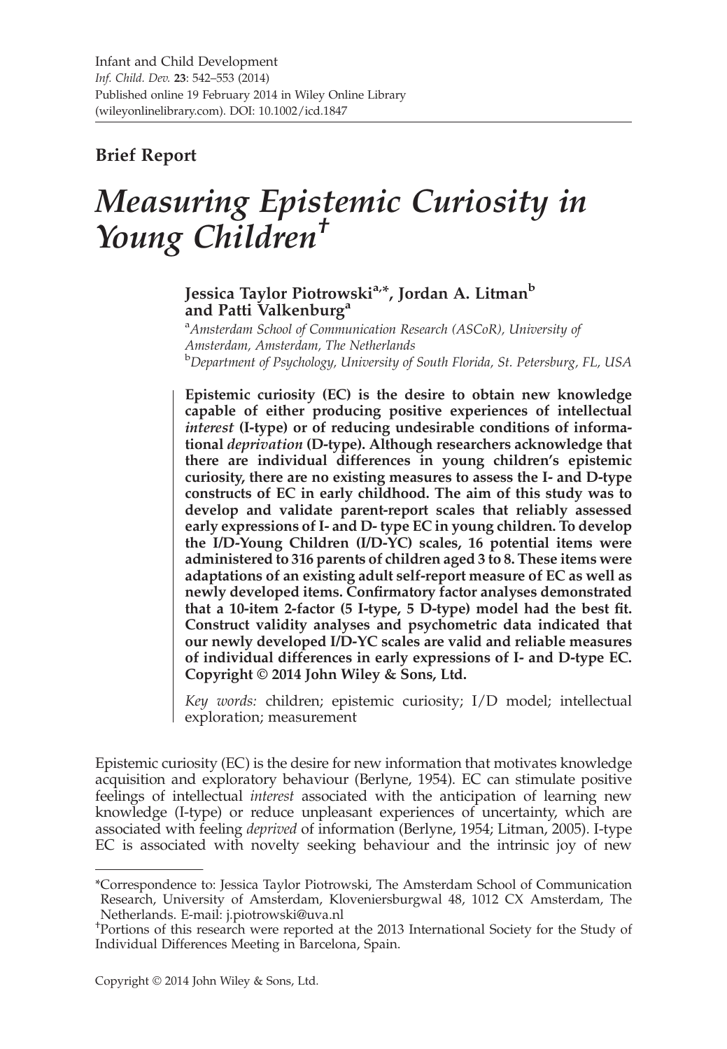**Brief Report**

# *Measuring Epistemic Curiosity in Young Children*[†]

**Jessica Taylor Piotrowski[a,*], Jordan A. Litman[b] and Patti Valkenburg[a]**

[a]*Amsterdam School of Communication Research (ASCoR), University of Amsterdam, Amsterdam, The Netherlands*
[b]*Department of Psychology, University of South Florida, St. Petersburg, FL, USA*

**Epistemic curiosity (EC) is the desire to obtain new knowledge capable of either producing positive experiences of intellectual *interest* (I-type) or of reducing undesirable conditions of informational *deprivation* (D-type). Although researchers acknowledge that there are individual differences in young children's epistemic curiosity, there are no existing measures to assess the I- and D-type constructs of EC in early childhood. The aim of this study was to develop and validate parent-report scales that reliably assessed early expressions of I- and D- type EC in young children. To develop the I/D-Young Children (I/D-YC) scales, 16 potential items were administered to 316 parents of children aged 3 to 8. These items were adaptations of an existing adult self-report measure of EC as well as newly developed items. Confirmatory factor analyses demonstrated that a 10-item 2-factor (5 I-type, 5 D-type) model had the best fit. Construct validity analyses and psychometric data indicated that our newly developed I/D-YC scales are valid and reliable measures of individual differences in early expressions of I- and D-type EC. Copyright © 2014 John Wiley & Sons, Ltd.**

*Key words:* children; epistemic curiosity; I/D model; intellectual exploration; measurement

Epistemic curiosity (EC) is the desire for new information that motivates knowledge acquisition and exploratory behaviour (Berlyne, 1954). EC can stimulate positive feelings of intellectual *interest* associated with the anticipation of learning new knowledge (I-type) or reduce unpleasant experiences of uncertainty, which are associated with feeling *deprived* of information (Berlyne, 1954; Litman, 2005). I-type EC is associated with novelty seeking behaviour and the intrinsic joy of new

---

*Correspondence to: Jessica Taylor Piotrowski, The Amsterdam School of Communication Research, University of Amsterdam, Kloveniersburgwal 48, 1012 CX Amsterdam, The Netherlands. E-mail: j.piotrowski@uva.nl

[†]Portions of this research were reported at the 2013 International Society for the Study of Individual Differences Meeting in Barcelona, Spain.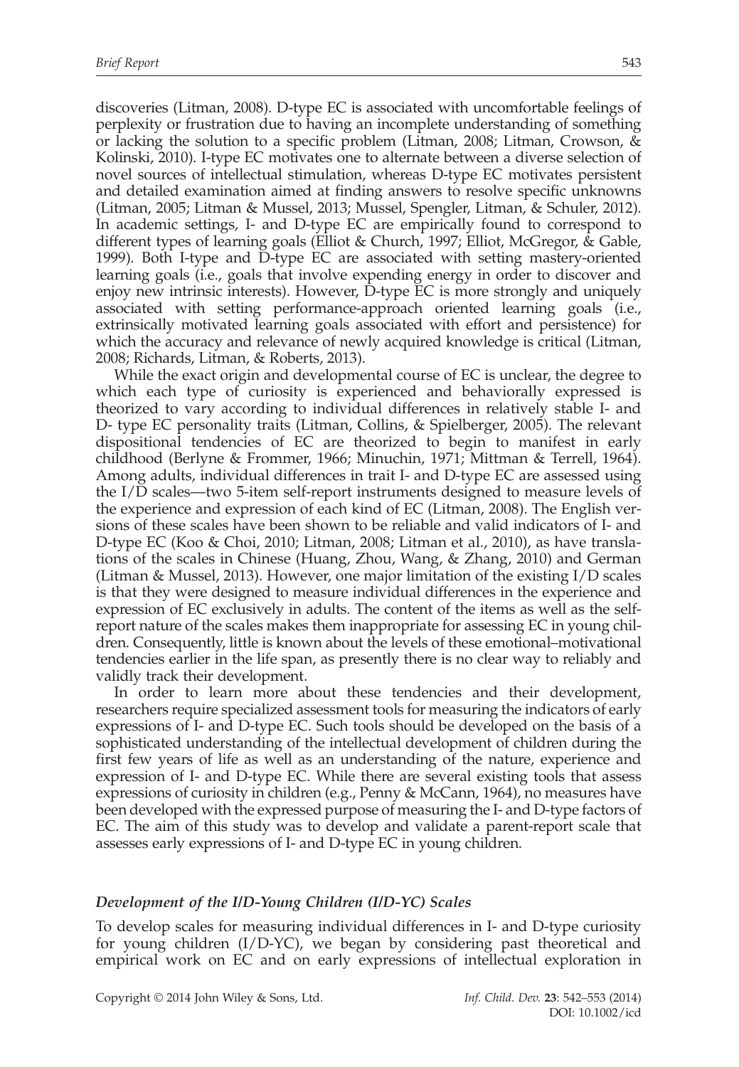discoveries (Litman, 2008). D-type EC is associated with uncomfortable feelings of perplexity or frustration due to having an incomplete understanding of something or lacking the solution to a specific problem (Litman, 2008; Litman, Crowson, & Kolinski, 2010). I-type EC motivates one to alternate between a diverse selection of novel sources of intellectual stimulation, whereas D-type EC motivates persistent and detailed examination aimed at finding answers to resolve specific unknowns (Litman, 2005; Litman & Mussel, 2013; Mussel, Spengler, Litman, & Schuler, 2012). In academic settings, I- and D-type EC are empirically found to correspond to different types of learning goals (Elliot & Church, 1997; Elliot, McGregor, & Gable, 1999). Both I-type and D-type EC are associated with setting mastery-oriented learning goals (i.e., goals that involve expending energy in order to discover and enjoy new intrinsic interests). However, D-type EC is more strongly and uniquely associated with setting performance-approach oriented learning goals (i.e., extrinsically motivated learning goals associated with effort and persistence) for which the accuracy and relevance of newly acquired knowledge is critical (Litman, 2008; Richards, Litman, & Roberts, 2013).

While the exact origin and developmental course of EC is unclear, the degree to which each type of curiosity is experienced and behaviorally expressed is theorized to vary according to individual differences in relatively stable I- and D- type EC personality traits (Litman, Collins, & Spielberger, 2005). The relevant dispositional tendencies of EC are theorized to begin to manifest in early childhood (Berlyne & Frommer, 1966; Minuchin, 1971; Mittman & Terrell, 1964). Among adults, individual differences in trait I- and D-type EC are assessed using the I/D scales—two 5-item self-report instruments designed to measure levels of the experience and expression of each kind of EC (Litman, 2008). The English versions of these scales have been shown to be reliable and valid indicators of I- and D-type EC (Koo & Choi, 2010; Litman, 2008; Litman et al., 2010), as have translations of the scales in Chinese (Huang, Zhou, Wang, & Zhang, 2010) and German (Litman & Mussel, 2013). However, one major limitation of the existing I/D scales is that they were designed to measure individual differences in the experience and expression of EC exclusively in adults. The content of the items as well as the self-report nature of the scales makes them inappropriate for assessing EC in young children. Consequently, little is known about the levels of these emotional–motivational tendencies earlier in the life span, as presently there is no clear way to reliably and validly track their development.

In order to learn more about these tendencies and their development, researchers require specialized assessment tools for measuring the indicators of early expressions of I- and D-type EC. Such tools should be developed on the basis of a sophisticated understanding of the intellectual development of children during the first few years of life as well as an understanding of the nature, experience and expression of I- and D-type EC. While there are several existing tools that assess expressions of curiosity in children (e.g., Penny & McCann, 1964), no measures have been developed with the expressed purpose of measuring the I- and D-type factors of EC. The aim of this study was to develop and validate a parent-report scale that assesses early expressions of I- and D-type EC in young children.

### *Development of the I/D-Young Children (I/D-YC) Scales*

To develop scales for measuring individual differences in I- and D-type curiosity for young children (I/D-YC), we began by considering past theoretical and empirical work on EC and on early expressions of intellectual exploration in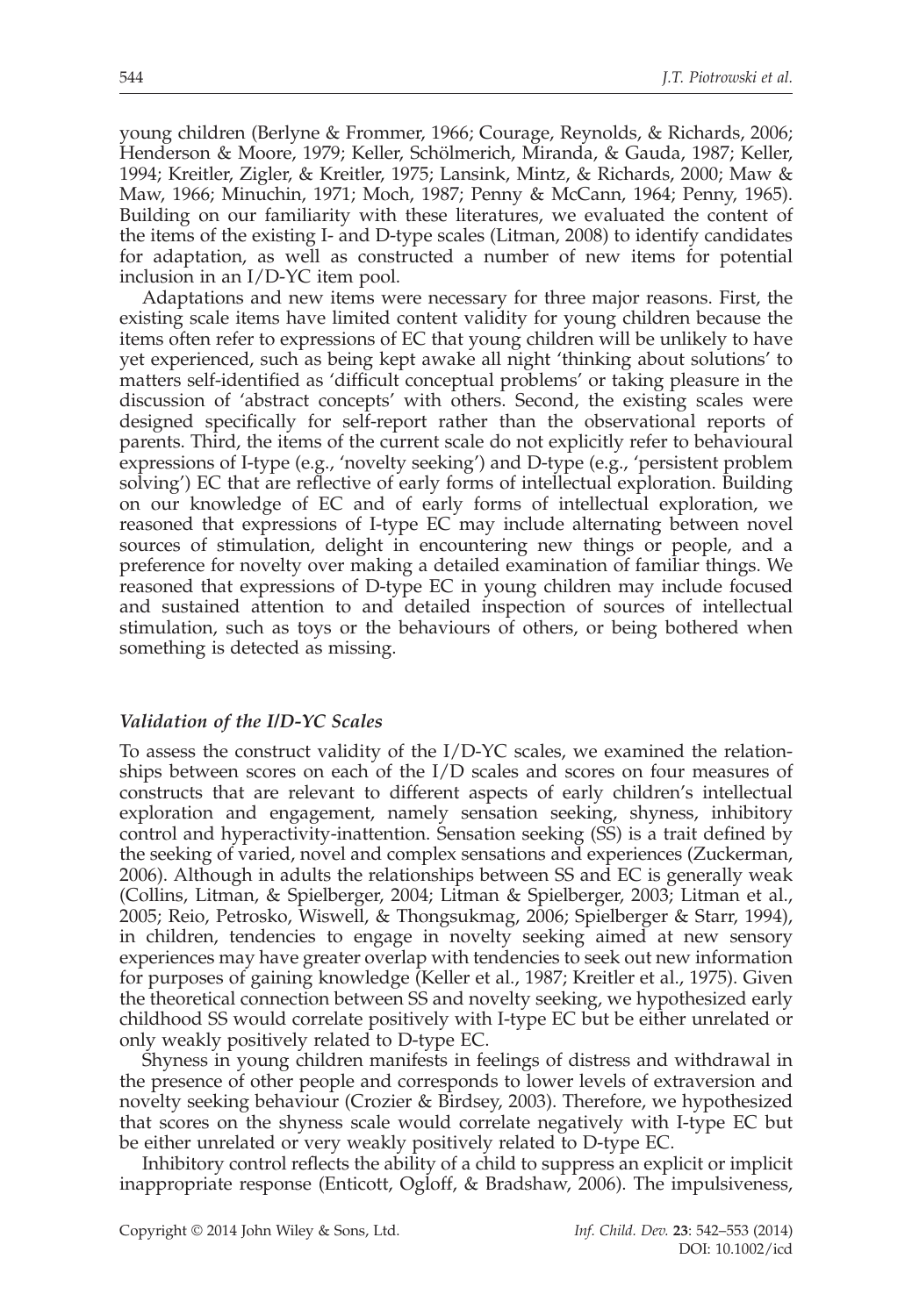young children (Berlyne & Frommer, 1966; Courage, Reynolds, & Richards, 2006; Henderson & Moore, 1979; Keller, Schölmerich, Miranda, & Gauda, 1987; Keller, 1994; Kreitler, Zigler, & Kreitler, 1975; Lansink, Mintz, & Richards, 2000; Maw & Maw, 1966; Minuchin, 1971; Moch, 1987; Penny & McCann, 1964; Penny, 1965). Building on our familiarity with these literatures, we evaluated the content of the items of the existing I- and D-type scales (Litman, 2008) to identify candidates for adaptation, as well as constructed a number of new items for potential inclusion in an I/D-YC item pool.

Adaptations and new items were necessary for three major reasons. First, the existing scale items have limited content validity for young children because the items often refer to expressions of EC that young children will be unlikely to have yet experienced, such as being kept awake all night 'thinking about solutions' to matters self-identified as 'difficult conceptual problems' or taking pleasure in the discussion of 'abstract concepts' with others. Second, the existing scales were designed specifically for self-report rather than the observational reports of parents. Third, the items of the current scale do not explicitly refer to behavioural expressions of I-type (e.g., 'novelty seeking') and D-type (e.g., 'persistent problem solving') EC that are reflective of early forms of intellectual exploration. Building on our knowledge of EC and of early forms of intellectual exploration, we reasoned that expressions of I-type EC may include alternating between novel sources of stimulation, delight in encountering new things or people, and a preference for novelty over making a detailed examination of familiar things. We reasoned that expressions of D-type EC in young children may include focused and sustained attention to and detailed inspection of sources of intellectual stimulation, such as toys or the behaviours of others, or being bothered when something is detected as missing.

### *Validation of the I/D-YC Scales*

To assess the construct validity of the I/D-YC scales, we examined the relationships between scores on each of the I/D scales and scores on four measures of constructs that are relevant to different aspects of early children's intellectual exploration and engagement, namely sensation seeking, shyness, inhibitory control and hyperactivity-inattention. Sensation seeking (SS) is a trait defined by the seeking of varied, novel and complex sensations and experiences (Zuckerman, 2006). Although in adults the relationships between SS and EC is generally weak (Collins, Litman, & Spielberger, 2004; Litman & Spielberger, 2003; Litman et al., 2005; Reio, Petrosko, Wiswell, & Thongsukmag, 2006; Spielberger & Starr, 1994), in children, tendencies to engage in novelty seeking aimed at new sensory experiences may have greater overlap with tendencies to seek out new information for purposes of gaining knowledge (Keller et al., 1987; Kreitler et al., 1975). Given the theoretical connection between SS and novelty seeking, we hypothesized early childhood SS would correlate positively with I-type EC but be either unrelated or only weakly positively related to D-type EC.

Shyness in young children manifests in feelings of distress and withdrawal in the presence of other people and corresponds to lower levels of extraversion and novelty seeking behaviour (Crozier & Birdsey, 2003). Therefore, we hypothesized that scores on the shyness scale would correlate negatively with I-type EC but be either unrelated or very weakly positively related to D-type EC.

Inhibitory control reflects the ability of a child to suppress an explicit or implicit inappropriate response (Enticott, Ogloff, & Bradshaw, 2006). The impulsiveness,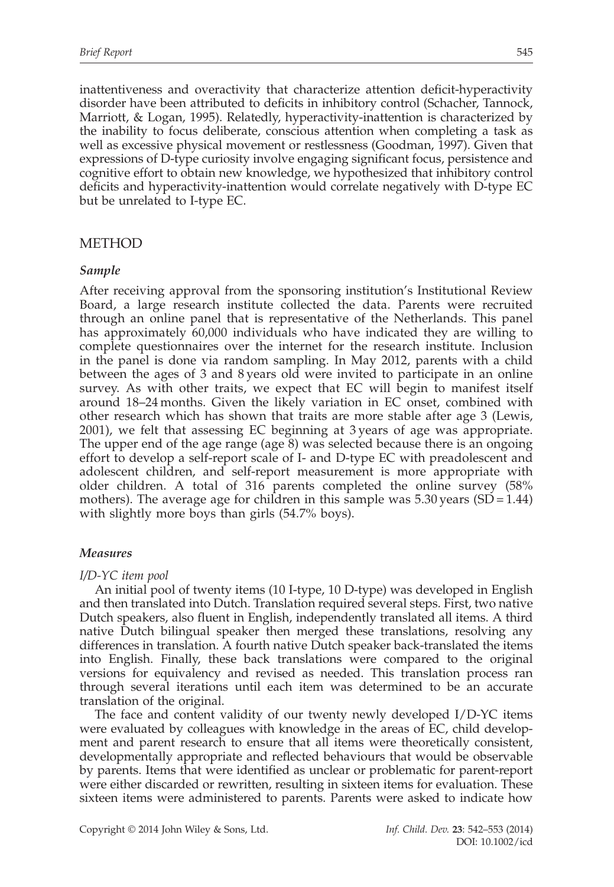inattentiveness and overactivity that characterize attention deficit-hyperactivity disorder have been attributed to deficits in inhibitory control (Schacher, Tannock, Marriott, & Logan, 1995). Relatedly, hyperactivity-inattention is characterized by the inability to focus deliberate, conscious attention when completing a task as well as excessive physical movement or restlessness (Goodman, 1997). Given that expressions of D-type curiosity involve engaging significant focus, persistence and cognitive effort to obtain new knowledge, we hypothesized that inhibitory control deficits and hyperactivity-inattention would correlate negatively with D-type EC but be unrelated to I-type EC.

## METHOD

### *Sample*

After receiving approval from the sponsoring institution's Institutional Review Board, a large research institute collected the data. Parents were recruited through an online panel that is representative of the Netherlands. This panel has approximately 60,000 individuals who have indicated they are willing to complete questionnaires over the internet for the research institute. Inclusion in the panel is done via random sampling. In May 2012, parents with a child between the ages of 3 and 8 years old were invited to participate in an online survey. As with other traits, we expect that EC will begin to manifest itself around 18–24 months. Given the likely variation in EC onset, combined with other research which has shown that traits are more stable after age 3 (Lewis, 2001), we felt that assessing EC beginning at 3 years of age was appropriate. The upper end of the age range (age 8) was selected because there is an ongoing effort to develop a self-report scale of I- and D-type EC with preadolescent and adolescent children, and self-report measurement is more appropriate with older children. A total of 316 parents completed the online survey (58% mothers). The average age for children in this sample was 5.30 years (SD = 1.44) with slightly more boys than girls (54.7% boys).

### *Measures*

*I/D-YC item pool*

An initial pool of twenty items (10 I-type, 10 D-type) was developed in English and then translated into Dutch. Translation required several steps. First, two native Dutch speakers, also fluent in English, independently translated all items. A third native Dutch bilingual speaker then merged these translations, resolving any differences in translation. A fourth native Dutch speaker back-translated the items into English. Finally, these back translations were compared to the original versions for equivalency and revised as needed. This translation process ran through several iterations until each item was determined to be an accurate translation of the original.

The face and content validity of our twenty newly developed I/D-YC items were evaluated by colleagues with knowledge in the areas of EC, child development and parent research to ensure that all items were theoretically consistent, developmentally appropriate and reflected behaviours that would be observable by parents. Items that were identified as unclear or problematic for parent-report were either discarded or rewritten, resulting in sixteen items for evaluation. These sixteen items were administered to parents. Parents were asked to indicate how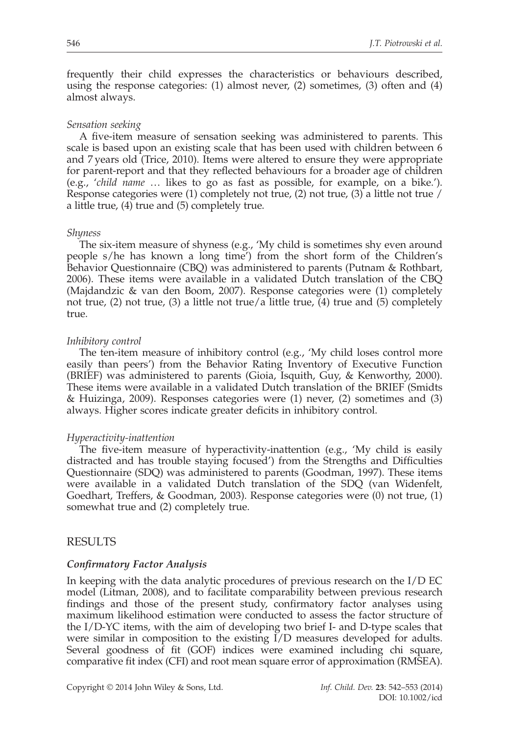frequently their child expresses the characteristics or behaviours described, using the response categories: (1) almost never, (2) sometimes, (3) often and (4) almost always.

*Sensation seeking*

A five-item measure of sensation seeking was administered to parents. This scale is based upon an existing scale that has been used with children between 6 and 7 years old (Trice, 2010). Items were altered to ensure they were appropriate for parent-report and that they reflected behaviours for a broader age of children (e.g., '*child name* … likes to go as fast as possible, for example, on a bike.'). Response categories were (1) completely not true, (2) not true, (3) a little not true / a little true, (4) true and (5) completely true.

*Shyness*

The six-item measure of shyness (e.g., 'My child is sometimes shy even around people s/he has known a long time') from the short form of the Children's Behavior Questionnaire (CBQ) was administered to parents (Putnam & Rothbart, 2006). These items were available in a validated Dutch translation of the CBQ (Majdandzic & van den Boom, 2007). Response categories were (1) completely not true, (2) not true, (3) a little not true/a little true, (4) true and (5) completely true.

*Inhibitory control*

The ten-item measure of inhibitory control (e.g., 'My child loses control more easily than peers') from the Behavior Rating Inventory of Executive Function (BRIEF) was administered to parents (Gioia, Isquith, Guy, & Kenworthy, 2000). These items were available in a validated Dutch translation of the BRIEF (Smidts & Huizinga, 2009). Responses categories were (1) never, (2) sometimes and (3) always. Higher scores indicate greater deficits in inhibitory control.

*Hyperactivity-inattention*

The five-item measure of hyperactivity-inattention (e.g., 'My child is easily distracted and has trouble staying focused') from the Strengths and Difficulties Questionnaire (SDQ) was administered to parents (Goodman, 1997). These items were available in a validated Dutch translation of the SDQ (van Widenfelt, Goedhart, Treffers, & Goodman, 2003). Response categories were (0) not true, (1) somewhat true and (2) completely true.

## RESULTS

### *Confirmatory Factor Analysis*

In keeping with the data analytic procedures of previous research on the I/D EC model (Litman, 2008), and to facilitate comparability between previous research findings and those of the present study, confirmatory factor analyses using maximum likelihood estimation were conducted to assess the factor structure of the I/D-YC items, with the aim of developing two brief I- and D-type scales that were similar in composition to the existing I/D measures developed for adults. Several goodness of fit (GOF) indices were examined including chi square, comparative fit index (CFI) and root mean square error of approximation (RMSEA).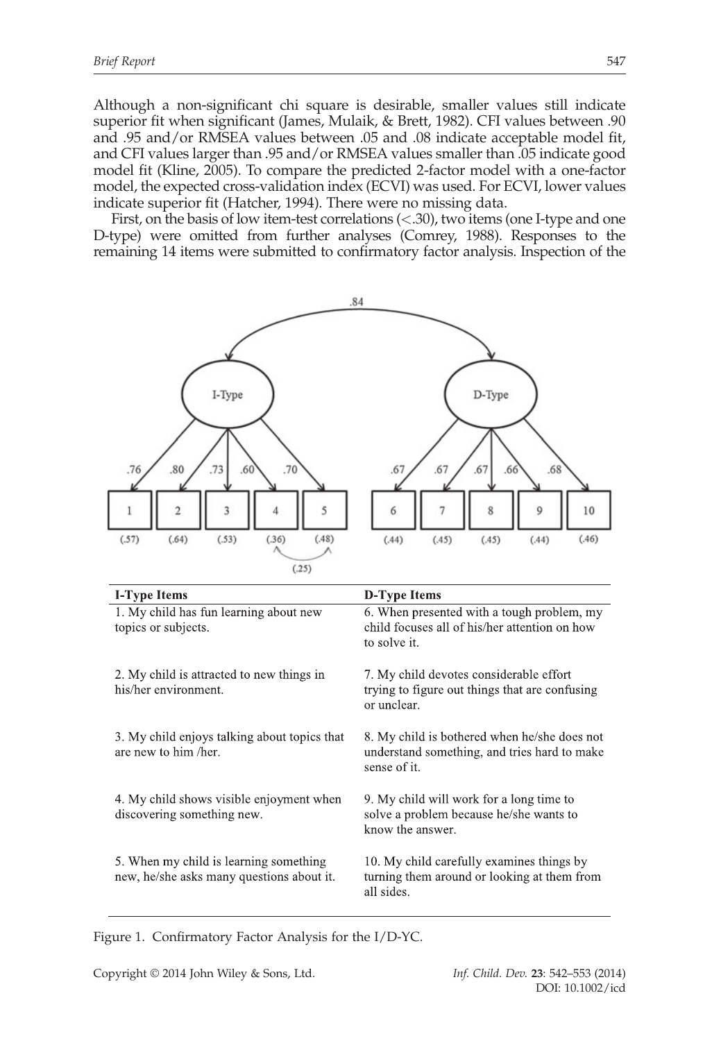Although a non-significant chi square is desirable, smaller values still indicate superior fit when significant (James, Mulaik, & Brett, 1982). CFI values between .90 and .95 and/or RMSEA values between .05 and .08 indicate acceptable model fit, and CFI values larger than .95 and/or RMSEA values smaller than .05 indicate good model fit (Kline, 2005). To compare the predicted 2-factor model with a one-factor model, the expected cross-validation index (ECVI) was used. For ECVI, lower values indicate superior fit (Hatcher, 1994). There were no missing data.

First, on the basis of low item-test correlations (<.30), two items (one I-type and one D-type) were omitted from further analyses (Comrey, 1988). Responses to the remaining 14 items were submitted to confirmatory factor analysis. Inspection of the

| I-Type Items | D-Type Items |
|---|---|
| 1. My child has fun learning about new topics or subjects. | 6. When presented with a tough problem, my child focuses all of his/her attention on how to solve it. |
| 2. My child is attracted to new things in his/her environment. | 7. My child devotes considerable effort trying to figure out things that are confusing or unclear. |
| 3. My child enjoys talking about topics that are new to him /her. | 8. My child is bothered when he/she does not understand something, and tries hard to make sense of it. |
| 4. My child shows visible enjoyment when discovering something new. | 9. My child will work for a long time to solve a problem because he/she wants to know the answer. |
| 5. When my child is learning something new, he/she asks many questions about it. | 10. My child carefully examines things by turning them around or looking at them from all sides. |

Figure 1. Confirmatory Factor Analysis for the I/D-YC.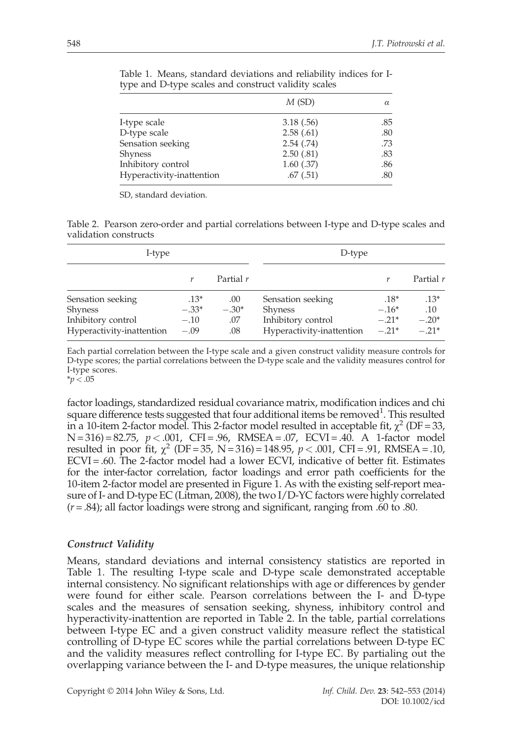Table 1. Means, standard deviations and reliability indices for I-type and D-type scales and construct validity scales

| | *M* (SD) | α |
|---|---|---|
| I-type scale | 3.18 (.56) | .85 |
| D-type scale | 2.58 (.61) | .80 |
| Sensation seeking | 2.54 (.74) | .73 |
| Shyness | 2.50 (.81) | .83 |
| Inhibitory control | 1.60 (.37) | .86 |
| Hyperactivity-inattention | .67 (.51) | .80 |

SD, standard deviation.

Table 2. Pearson zero-order and partial correlations between I-type and D-type scales and validation constructs

| I-type | | | D-type | | |
|---|---|---|---|---|---|
| | *r* | Partial *r* | | *r* | Partial *r* |
| Sensation seeking | .13* | .00 | Sensation seeking | .18* | .13* |
| Shyness | −.33* | −.30* | Shyness | −.16* | .10 |
| Inhibitory control | −.10 | .07 | Inhibitory control | −.21* | −.20* |
| Hyperactivity-inattention | −.09 | .08 | Hyperactivity-inattention | −.21* | −.21* |

Each partial correlation between the I-type scale and a given construct validity measure controls for D-type scores; the partial correlations between the D-type scale and the validity measures control for I-type scores.
*$p < .05$

factor loadings, standardized residual covariance matrix, modification indices and chi square difference tests suggested that four additional items be removed[1]. This resulted in a 10-item 2-factor model. This 2-factor model resulted in acceptable fit, $\chi^2$ (DF = 33, N = 316) = 82.75, $p < .001$, CFI = .96, RMSEA = .07, ECVI = .40. A 1-factor model resulted in poor fit, $\chi^2$ (DF = 35, N = 316) = 148.95, $p < .001$, CFI = .91, RMSEA = .10, ECVI = .60. The 2-factor model had a lower ECVI, indicative of better fit. Estimates for the inter-factor correlation, factor loadings and error path coefficients for the 10-item 2-factor model are presented in Figure 1. As with the existing self-report measure of I- and D-type EC (Litman, 2008), the two I/D-YC factors were highly correlated ($r = .84$); all factor loadings were strong and significant, ranging from .60 to .80.

### *Construct Validity*

Means, standard deviations and internal consistency statistics are reported in Table 1. The resulting I-type scale and D-type scale demonstrated acceptable internal consistency. No significant relationships with age or differences by gender were found for either scale. Pearson correlations between the I- and D-type scales and the measures of sensation seeking, shyness, inhibitory control and hyperactivity-inattention are reported in Table 2. In the table, partial correlations between I-type EC and a given construct validity measure reflect the statistical controlling of D-type EC scores while the partial correlations between D-type EC and the validity measures reflect controlling for I-type EC. By partialing out the overlapping variance between the I- and D-type measures, the unique relationship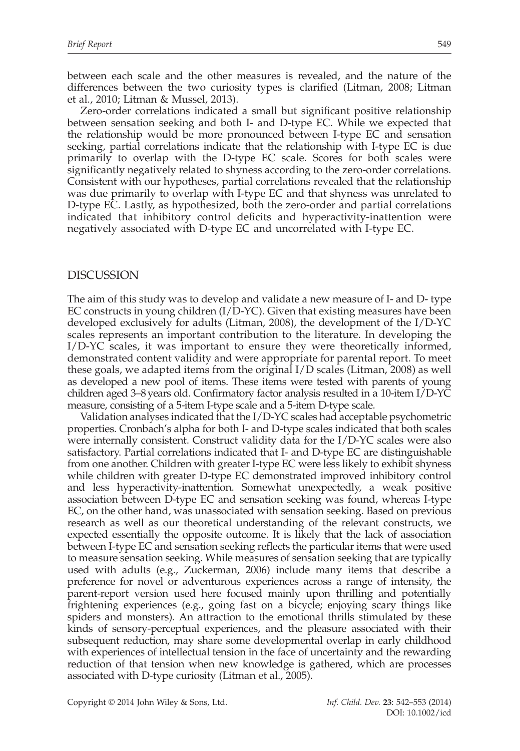between each scale and the other measures is revealed, and the nature of the differences between the two curiosity types is clarified (Litman, 2008; Litman et al., 2010; Litman & Mussel, 2013).

Zero-order correlations indicated a small but significant positive relationship between sensation seeking and both I- and D-type EC. While we expected that the relationship would be more pronounced between I-type EC and sensation seeking, partial correlations indicate that the relationship with I-type EC is due primarily to overlap with the D-type EC scale. Scores for both scales were significantly negatively related to shyness according to the zero-order correlations. Consistent with our hypotheses, partial correlations revealed that the relationship was due primarily to overlap with I-type EC and that shyness was unrelated to D-type EC. Lastly, as hypothesized, both the zero-order and partial correlations indicated that inhibitory control deficits and hyperactivity-inattention were negatively associated with D-type EC and uncorrelated with I-type EC.

## DISCUSSION

The aim of this study was to develop and validate a new measure of I- and D- type EC constructs in young children (I/D-YC). Given that existing measures have been developed exclusively for adults (Litman, 2008), the development of the I/D-YC scales represents an important contribution to the literature. In developing the I/D-YC scales, it was important to ensure they were theoretically informed, demonstrated content validity and were appropriate for parental report. To meet these goals, we adapted items from the original I/D scales (Litman, 2008) as well as developed a new pool of items. These items were tested with parents of young children aged 3–8 years old. Confirmatory factor analysis resulted in a 10-item I/D-YC measure, consisting of a 5-item I-type scale and a 5-item D-type scale.

Validation analyses indicated that the I/D-YC scales had acceptable psychometric properties. Cronbach's alpha for both I- and D-type scales indicated that both scales were internally consistent. Construct validity data for the I/D-YC scales were also satisfactory. Partial correlations indicated that I- and D-type EC are distinguishable from one another. Children with greater I-type EC were less likely to exhibit shyness while children with greater D-type EC demonstrated improved inhibitory control and less hyperactivity-inattention. Somewhat unexpectedly, a weak positive association between D-type EC and sensation seeking was found, whereas I-type EC, on the other hand, was unassociated with sensation seeking. Based on previous research as well as our theoretical understanding of the relevant constructs, we expected essentially the opposite outcome. It is likely that the lack of association between I-type EC and sensation seeking reflects the particular items that were used to measure sensation seeking. While measures of sensation seeking that are typically used with adults (e.g., Zuckerman, 2006) include many items that describe a preference for novel or adventurous experiences across a range of intensity, the parent-report version used here focused mainly upon thrilling and potentially frightening experiences (e.g., going fast on a bicycle; enjoying scary things like spiders and monsters). An attraction to the emotional thrills stimulated by these kinds of sensory-perceptual experiences, and the pleasure associated with their subsequent reduction, may share some developmental overlap in early childhood with experiences of intellectual tension in the face of uncertainty and the rewarding reduction of that tension when new knowledge is gathered, which are processes associated with D-type curiosity (Litman et al., 2005).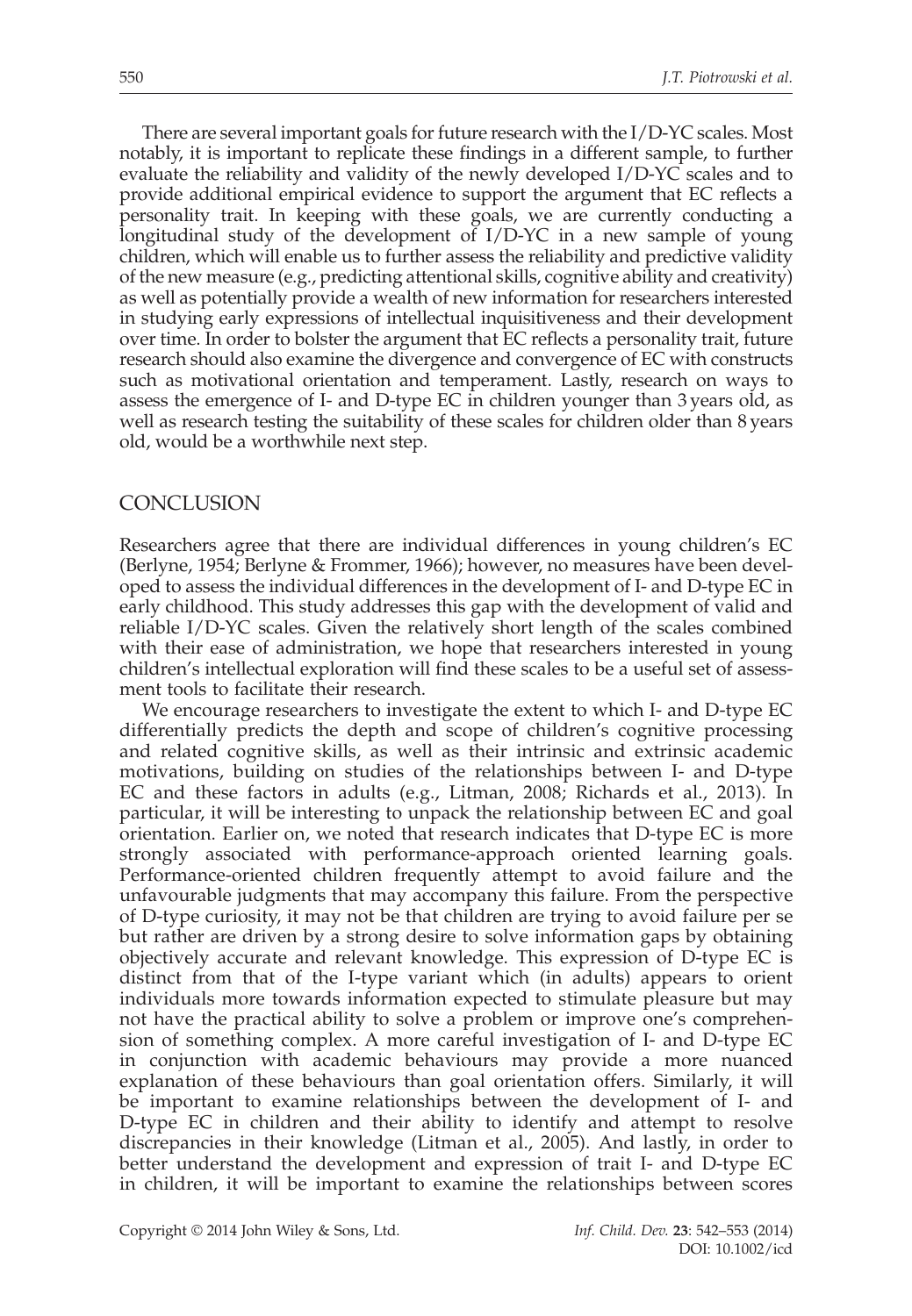There are several important goals for future research with the I/D-YC scales. Most notably, it is important to replicate these findings in a different sample, to further evaluate the reliability and validity of the newly developed I/D-YC scales and to provide additional empirical evidence to support the argument that EC reflects a personality trait. In keeping with these goals, we are currently conducting a longitudinal study of the development of I/D-YC in a new sample of young children, which will enable us to further assess the reliability and predictive validity of the new measure (e.g., predicting attentional skills, cognitive ability and creativity) as well as potentially provide a wealth of new information for researchers interested in studying early expressions of intellectual inquisitiveness and their development over time. In order to bolster the argument that EC reflects a personality trait, future research should also examine the divergence and convergence of EC with constructs such as motivational orientation and temperament. Lastly, research on ways to assess the emergence of I- and D-type EC in children younger than 3 years old, as well as research testing the suitability of these scales for children older than 8 years old, would be a worthwhile next step.

## CONCLUSION

Researchers agree that there are individual differences in young children's EC (Berlyne, 1954; Berlyne & Frommer, 1966); however, no measures have been developed to assess the individual differences in the development of I- and D-type EC in early childhood. This study addresses this gap with the development of valid and reliable I/D-YC scales. Given the relatively short length of the scales combined with their ease of administration, we hope that researchers interested in young children's intellectual exploration will find these scales to be a useful set of assessment tools to facilitate their research.

We encourage researchers to investigate the extent to which I- and D-type EC differentially predicts the depth and scope of children's cognitive processing and related cognitive skills, as well as their intrinsic and extrinsic academic motivations, building on studies of the relationships between I- and D-type EC and these factors in adults (e.g., Litman, 2008; Richards et al., 2013). In particular, it will be interesting to unpack the relationship between EC and goal orientation. Earlier on, we noted that research indicates that D-type EC is more strongly associated with performance-approach oriented learning goals. Performance-oriented children frequently attempt to avoid failure and the unfavourable judgments that may accompany this failure. From the perspective of D-type curiosity, it may not be that children are trying to avoid failure per se but rather are driven by a strong desire to solve information gaps by obtaining objectively accurate and relevant knowledge. This expression of D-type EC is distinct from that of the I-type variant which (in adults) appears to orient individuals more towards information expected to stimulate pleasure but may not have the practical ability to solve a problem or improve one's comprehension of something complex. A more careful investigation of I- and D-type EC in conjunction with academic behaviours may provide a more nuanced explanation of these behaviours than goal orientation offers. Similarly, it will be important to examine relationships between the development of I- and D-type EC in children and their ability to identify and attempt to resolve discrepancies in their knowledge (Litman et al., 2005). And lastly, in order to better understand the development and expression of trait I- and D-type EC in children, it will be important to examine the relationships between scores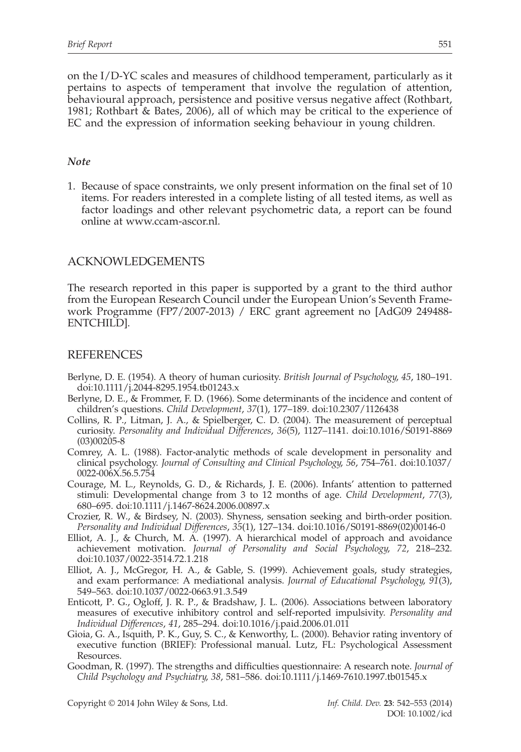on the I/D-YC scales and measures of childhood temperament, particularly as it pertains to aspects of temperament that involve the regulation of attention, behavioural approach, persistence and positive versus negative affect (Rothbart, 1981; Rothbart & Bates, 2006), all of which may be critical to the experience of EC and the expression of information seeking behaviour in young children.

### *Note*

1. Because of space constraints, we only present information on the final set of 10 items. For readers interested in a complete listing of all tested items, as well as factor loadings and other relevant psychometric data, a report can be found online at www.ccam-ascor.nl.

## ACKNOWLEDGEMENTS

The research reported in this paper is supported by a grant to the third author from the European Research Council under the European Union's Seventh Framework Programme (FP7/2007-2013) / ERC grant agreement no [AdG09 249488-ENTCHILD].

## REFERENCES

Berlyne, D. E. (1954). A theory of human curiosity. *British Journal of Psychology*, *45*, 180–191. doi:10.1111/j.2044-8295.1954.tb01243.x

Berlyne, D. E., & Frommer, F. D. (1966). Some determinants of the incidence and content of children's questions. *Child Development*, *37*(1), 177–189. doi:10.2307/1126438

Collins, R. P., Litman, J. A., & Spielberger, C. D. (2004). The measurement of perceptual curiosity. *Personality and Individual Differences*, *36*(5), 1127–1141. doi:10.1016/S0191-8869(03)00205-8

Comrey, A. L. (1988). Factor-analytic methods of scale development in personality and clinical psychology. *Journal of Consulting and Clinical Psychology*, *56*, 754–761. doi:10.1037/0022-006X.56.5.754

Courage, M. L., Reynolds, G. D., & Richards, J. E. (2006). Infants' attention to patterned stimuli: Developmental change from 3 to 12 months of age. *Child Development*, *77*(3), 680–695. doi:10.1111/j.1467-8624.2006.00897.x

Crozier, R. W., & Birdsey, N. (2003). Shyness, sensation seeking and birth-order position. *Personality and Individual Differences*, *35*(1), 127–134. doi:10.1016/S0191-8869(02)00146-0

Elliot, A. J., & Church, M. A. (1997). A hierarchical model of approach and avoidance achievement motivation. *Journal of Personality and Social Psychology*, *72*, 218–232. doi:10.1037/0022-3514.72.1.218

Elliot, A. J., McGregor, H. A., & Gable, S. (1999). Achievement goals, study strategies, and exam performance: A mediational analysis. *Journal of Educational Psychology*, *91*(3), 549–563. doi:10.1037/0022-0663.91.3.549

Enticott, P. G., Ogloff, J. R. P., & Bradshaw, J. L. (2006). Associations between laboratory measures of executive inhibitory control and self-reported impulsivity. *Personality and Individual Differences*, *41*, 285–294. doi:10.1016/j.paid.2006.01.011

Gioia, G. A., Isquith, P. K., Guy, S. C., & Kenworthy, L. (2000). Behavior rating inventory of executive function (BRIEF): Professional manual. Lutz, FL: Psychological Assessment Resources.

Goodman, R. (1997). The strengths and difficulties questionnaire: A research note. *Journal of Child Psychology and Psychiatry*, *38*, 581–586. doi:10.1111/j.1469-7610.1997.tb01545.x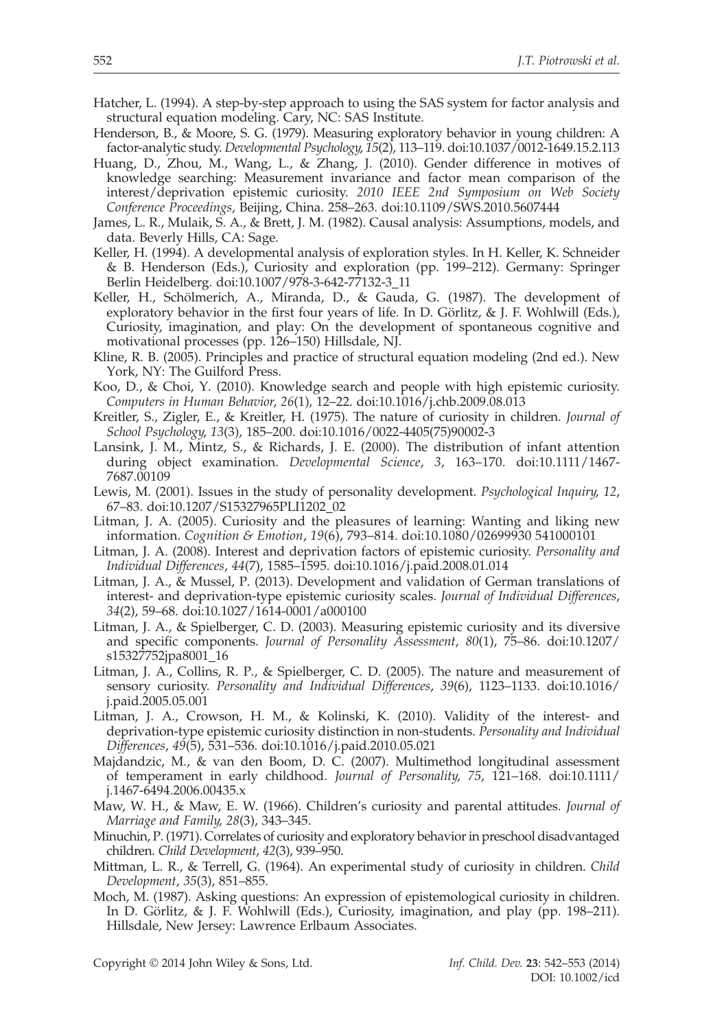Hatcher, L. (1994). A step-by-step approach to using the SAS system for factor analysis and structural equation modeling. Cary, NC: SAS Institute.

Henderson, B., & Moore, S. G. (1979). Measuring exploratory behavior in young children: A factor-analytic study. *Developmental Psychology*, *15*(2), 113–119. doi:10.1037/0012-1649.15.2.113

Huang, D., Zhou, M., Wang, L., & Zhang, J. (2010). Gender difference in motives of knowledge searching: Measurement invariance and factor mean comparison of the interest/deprivation epistemic curiosity. *2010 IEEE 2nd Symposium on Web Society Conference Proceedings*, Beijing, China. 258–263. doi:10.1109/SWS.2010.5607444

James, L. R., Mulaik, S. A., & Brett, J. M. (1982). Causal analysis: Assumptions, models, and data. Beverly Hills, CA: Sage.

Keller, H. (1994). A developmental analysis of exploration styles. In H. Keller, K. Schneider & B. Henderson (Eds.), Curiosity and exploration (pp. 199–212). Germany: Springer Berlin Heidelberg. doi:10.1007/978-3-642-77132-3_11

Keller, H., Schölmerich, A., Miranda, D., & Gauda, G. (1987). The development of exploratory behavior in the first four years of life. In D. Görlitz, & J. F. Wohlwill (Eds.), Curiosity, imagination, and play: On the development of spontaneous cognitive and motivational processes (pp. 126–150) Hillsdale, NJ.

Kline, R. B. (2005). Principles and practice of structural equation modeling (2nd ed.). New York, NY: The Guilford Press.

Koo, D., & Choi, Y. (2010). Knowledge search and people with high epistemic curiosity. *Computers in Human Behavior*, *26*(1), 12–22. doi:10.1016/j.chb.2009.08.013

Kreitler, S., Zigler, E., & Kreitler, H. (1975). The nature of curiosity in children. *Journal of School Psychology*, *13*(3), 185–200. doi:10.1016/0022-4405(75)90002-3

Lansink, J. M., Mintz, S., & Richards, J. E. (2000). The distribution of infant attention during object examination. *Developmental Science*, *3*, 163–170. doi:10.1111/1467-7687.00109

Lewis, M. (2001). Issues in the study of personality development. *Psychological Inquiry*, *12*, 67–83. doi:10.1207/S15327965PLI1202_02

Litman, J. A. (2005). Curiosity and the pleasures of learning: Wanting and liking new information. *Cognition & Emotion*, *19*(6), 793–814. doi:10.1080/02699930 541000101

Litman, J. A. (2008). Interest and deprivation factors of epistemic curiosity. *Personality and Individual Differences*, *44*(7), 1585–1595. doi:10.1016/j.paid.2008.01.014

Litman, J. A., & Mussel, P. (2013). Development and validation of German translations of interest- and deprivation-type epistemic curiosity scales. *Journal of Individual Differences*, *34*(2), 59–68. doi:10.1027/1614-0001/a000100

Litman, J. A., & Spielberger, C. D. (2003). Measuring epistemic curiosity and its diversive and specific components. *Journal of Personality Assessment*, *80*(1), 75–86. doi:10.1207/s15327752jpa8001_16

Litman, J. A., Collins, R. P., & Spielberger, C. D. (2005). The nature and measurement of sensory curiosity. *Personality and Individual Differences*, *39*(6), 1123–1133. doi:10.1016/j.paid.2005.05.001

Litman, J. A., Crowson, H. M., & Kolinski, K. (2010). Validity of the interest- and deprivation-type epistemic curiosity distinction in non-students. *Personality and Individual Differences*, *49*(5), 531–536. doi:10.1016/j.paid.2010.05.021

Majdandzic, M., & van den Boom, D. C. (2007). Multimethod longitudinal assessment of temperament in early childhood. *Journal of Personality*, *75*, 121–168. doi:10.1111/j.1467-6494.2006.00435.x

Maw, W. H., & Maw, E. W. (1966). Children's curiosity and parental attitudes. *Journal of Marriage and Family*, *28*(3), 343–345.

Minuchin, P. (1971). Correlates of curiosity and exploratory behavior in preschool disadvantaged children. *Child Development*, *42*(3), 939–950.

Mittman, L. R., & Terrell, G. (1964). An experimental study of curiosity in children. *Child Development*, *35*(3), 851–855.

Moch, M. (1987). Asking questions: An expression of epistemological curiosity in children. In D. Görlitz, & J. F. Wohlwill (Eds.), Curiosity, imagination, and play (pp. 198–211). Hillsdale, New Jersey: Lawrence Erlbaum Associates.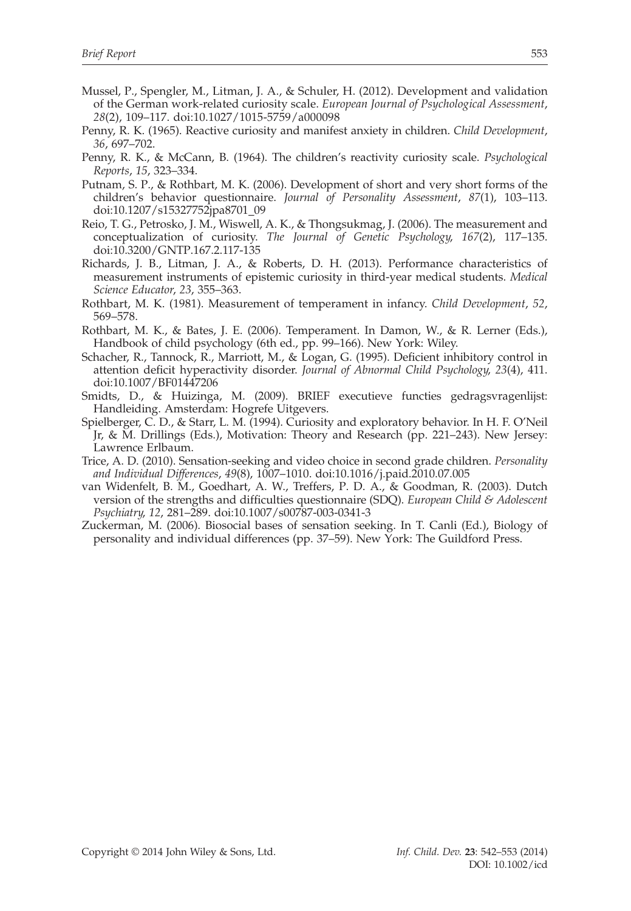Mussel, P., Spengler, M., Litman, J. A., & Schuler, H. (2012). Development and validation of the German work-related curiosity scale. *European Journal of Psychological Assessment*, *28*(2), 109–117. doi:10.1027/1015-5759/a000098

Penny, R. K. (1965). Reactive curiosity and manifest anxiety in children. *Child Development*, *36*, 697–702.

Penny, R. K., & McCann, B. (1964). The children's reactivity curiosity scale. *Psychological Reports*, *15*, 323–334.

Putnam, S. P., & Rothbart, M. K. (2006). Development of short and very short forms of the children's behavior questionnaire. *Journal of Personality Assessment*, *87*(1), 103–113. doi:10.1207/s15327752jpa8701_09

Reio, T. G., Petrosko, J. M., Wiswell, A. K., & Thongsukmag, J. (2006). The measurement and conceptualization of curiosity. *The Journal of Genetic Psychology*, *167*(2), 117–135. doi:10.3200/GNTP.167.2.117-135

Richards, J. B., Litman, J. A., & Roberts, D. H. (2013). Performance characteristics of measurement instruments of epistemic curiosity in third-year medical students. *Medical Science Educator*, *23*, 355–363.

Rothbart, M. K. (1981). Measurement of temperament in infancy. *Child Development*, *52*, 569–578.

Rothbart, M. K., & Bates, J. E. (2006). Temperament. In Damon, W., & R. Lerner (Eds.), Handbook of child psychology (6th ed., pp. 99–166). New York: Wiley.

Schacher, R., Tannock, R., Marriott, M., & Logan, G. (1995). Deficient inhibitory control in attention deficit hyperactivity disorder. *Journal of Abnormal Child Psychology*, *23*(4), 411. doi:10.1007/BF01447206

Smidts, D., & Huizinga, M. (2009). BRIEF executieve functies gedragsvragenlijst: Handleiding. Amsterdam: Hogrefe Uitgevers.

Spielberger, C. D., & Starr, L. M. (1994). Curiosity and exploratory behavior. In H. F. O'Neil Jr, & M. Drillings (Eds.), Motivation: Theory and Research (pp. 221–243). New Jersey: Lawrence Erlbaum.

Trice, A. D. (2010). Sensation-seeking and video choice in second grade children. *Personality and Individual Differences*, *49*(8), 1007–1010. doi:10.1016/j.paid.2010.07.005

van Widenfelt, B. M., Goedhart, A. W., Treffers, P. D. A., & Goodman, R. (2003). Dutch version of the strengths and difficulties questionnaire (SDQ). *European Child & Adolescent Psychiatry*, *12*, 281–289. doi:10.1007/s00787-003-0341-3

Zuckerman, M. (2006). Biosocial bases of sensation seeking. In T. Canli (Ed.), Biology of personality and individual differences (pp. 37–59). New York: The Guildford Press.